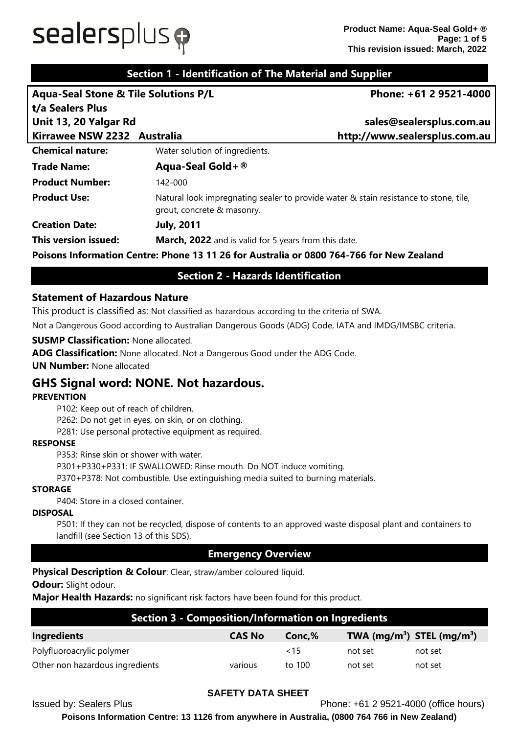## Section 1 - Identification of The Material and Supplier

**Aqua-Seal Stone & Tile Solutions P/L**
**t/a Sealers Plus**
**Unit 13, 20 Yalgar Rd**
**Kirrawee NSW 2232 Australia**

**Phone: +61 2 9521-4000**
**sales@sealersplus.com.au**
**http://www.sealersplus.com.au**

**Chemical nature:** Water solution of ingredients.

**Trade Name:** **Aqua-Seal Gold+ ®**

**Product Number:** 142-000

**Product Use:** Natural look impregnating sealer to provide water & stain resistance to stone, tile, grout, concrete & masonry.

**Creation Date:** **July, 2011**

**This version issued:** **March, 2022** and is valid for 5 years from this date.

**Poisons Information Centre: Phone 13 11 26 for Australia or 0800 764-766 for New Zealand**

## Section 2 - Hazards Identification

### Statement of Hazardous Nature

This product is classified as: Not classified as hazardous according to the criteria of SWA.

Not a Dangerous Good according to Australian Dangerous Goods (ADG) Code, IATA and IMDG/IMSBC criteria.

**SUSMP Classification:** None allocated.

**ADG Classification:** None allocated. Not a Dangerous Good under the ADG Code.

**UN Number:** None allocated

## GHS Signal word: NONE. Not hazardous.

**PREVENTION**

P102: Keep out of reach of children.
P262: Do not get in eyes, on skin, or on clothing.
P281: Use personal protective equipment as required.

**RESPONSE**

P353: Rinse skin or shower with water.
P301+P330+P331: IF SWALLOWED: Rinse mouth. Do NOT induce vomiting.
P370+P378: Not combustible. Use extinguishing media suited to burning materials.

**STORAGE**

P404: Store in a closed container.

**DISPOSAL**

P501: If they can not be recycled, dispose of contents to an approved waste disposal plant and containers to landfill (see Section 13 of this SDS).

## Emergency Overview

**Physical Description & Colour**: Clear, straw/amber coloured liquid.

**Odour:** Slight odour.

**Major Health Hazards:** no significant risk factors have been found for this product.

## Section 3 - Composition/Information on Ingredients

| Ingredients | CAS No | Conc,% | TWA (mg/m$^3$) | STEL (mg/m$^3$) |
|---|---|---|---|---|
| Polyfluoroacrylic polymer | | <15 | not set | not set |
| Other non hazardous ingredients | various | to 100 | not set | not set |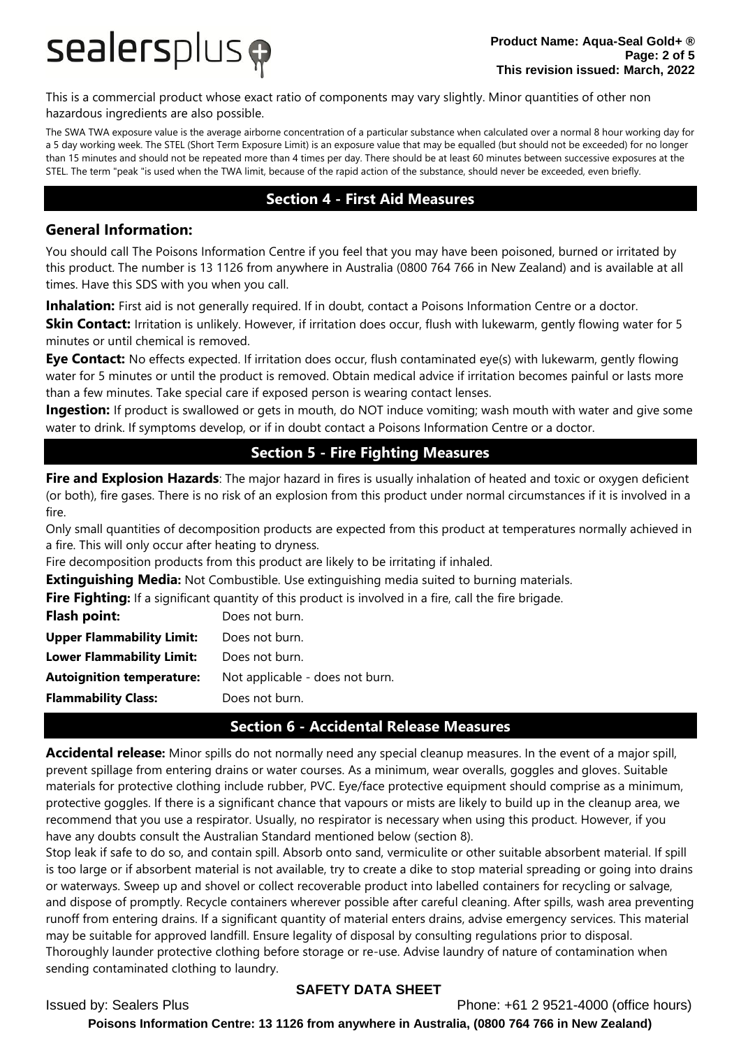This is a commercial product whose exact ratio of components may vary slightly. Minor quantities of other non hazardous ingredients are also possible.

The SWA TWA exposure value is the average airborne concentration of a particular substance when calculated over a normal 8 hour working day for a 5 day working week. The STEL (Short Term Exposure Limit) is an exposure value that may be equalled (but should not be exceeded) for no longer than 15 minutes and should not be repeated more than 4 times per day. There should be at least 60 minutes between successive exposures at the STEL. The term "peak "is used when the TWA limit, because of the rapid action of the substance, should never be exceeded, even briefly.

## Section 4 - First Aid Measures

### General Information:

You should call The Poisons Information Centre if you feel that you may have been poisoned, burned or irritated by this product. The number is 13 1126 from anywhere in Australia (0800 764 766 in New Zealand) and is available at all times. Have this SDS with you when you call.

**Inhalation:** First aid is not generally required. If in doubt, contact a Poisons Information Centre or a doctor.

**Skin Contact:** Irritation is unlikely. However, if irritation does occur, flush with lukewarm, gently flowing water for 5 minutes or until chemical is removed.

**Eye Contact:** No effects expected. If irritation does occur, flush contaminated eye(s) with lukewarm, gently flowing water for 5 minutes or until the product is removed. Obtain medical advice if irritation becomes painful or lasts more than a few minutes. Take special care if exposed person is wearing contact lenses.

**Ingestion:** If product is swallowed or gets in mouth, do NOT induce vomiting; wash mouth with water and give some water to drink. If symptoms develop, or if in doubt contact a Poisons Information Centre or a doctor.

## Section 5 - Fire Fighting Measures

**Fire and Explosion Hazards**: The major hazard in fires is usually inhalation of heated and toxic or oxygen deficient (or both), fire gases. There is no risk of an explosion from this product under normal circumstances if it is involved in a fire.

Only small quantities of decomposition products are expected from this product at temperatures normally achieved in a fire. This will only occur after heating to dryness.

Fire decomposition products from this product are likely to be irritating if inhaled.

**Extinguishing Media:** Not Combustible. Use extinguishing media suited to burning materials.

**Fire Fighting:** If a significant quantity of this product is involved in a fire, call the fire brigade.

| | |
|---|---|
| **Flash point:** | Does not burn. |
| **Upper Flammability Limit:** | Does not burn. |
| **Lower Flammability Limit:** | Does not burn. |
| **Autoignition temperature:** | Not applicable - does not burn. |
| **Flammability Class:** | Does not burn. |

## Section 6 - Accidental Release Measures

**Accidental release:** Minor spills do not normally need any special cleanup measures. In the event of a major spill, prevent spillage from entering drains or water courses. As a minimum, wear overalls, goggles and gloves. Suitable materials for protective clothing include rubber, PVC. Eye/face protective equipment should comprise as a minimum, protective goggles. If there is a significant chance that vapours or mists are likely to build up in the cleanup area, we recommend that you use a respirator. Usually, no respirator is necessary when using this product. However, if you have any doubts consult the Australian Standard mentioned below (section 8).

Stop leak if safe to do so, and contain spill. Absorb onto sand, vermiculite or other suitable absorbent material. If spill is too large or if absorbent material is not available, try to create a dike to stop material spreading or going into drains or waterways. Sweep up and shovel or collect recoverable product into labelled containers for recycling or salvage, and dispose of promptly. Recycle containers wherever possible after careful cleaning. After spills, wash area preventing runoff from entering drains. If a significant quantity of material enters drains, advise emergency services. This material may be suitable for approved landfill. Ensure legality of disposal by consulting regulations prior to disposal. Thoroughly launder protective clothing before storage or re-use. Advise laundry of nature of contamination when sending contaminated clothing to laundry.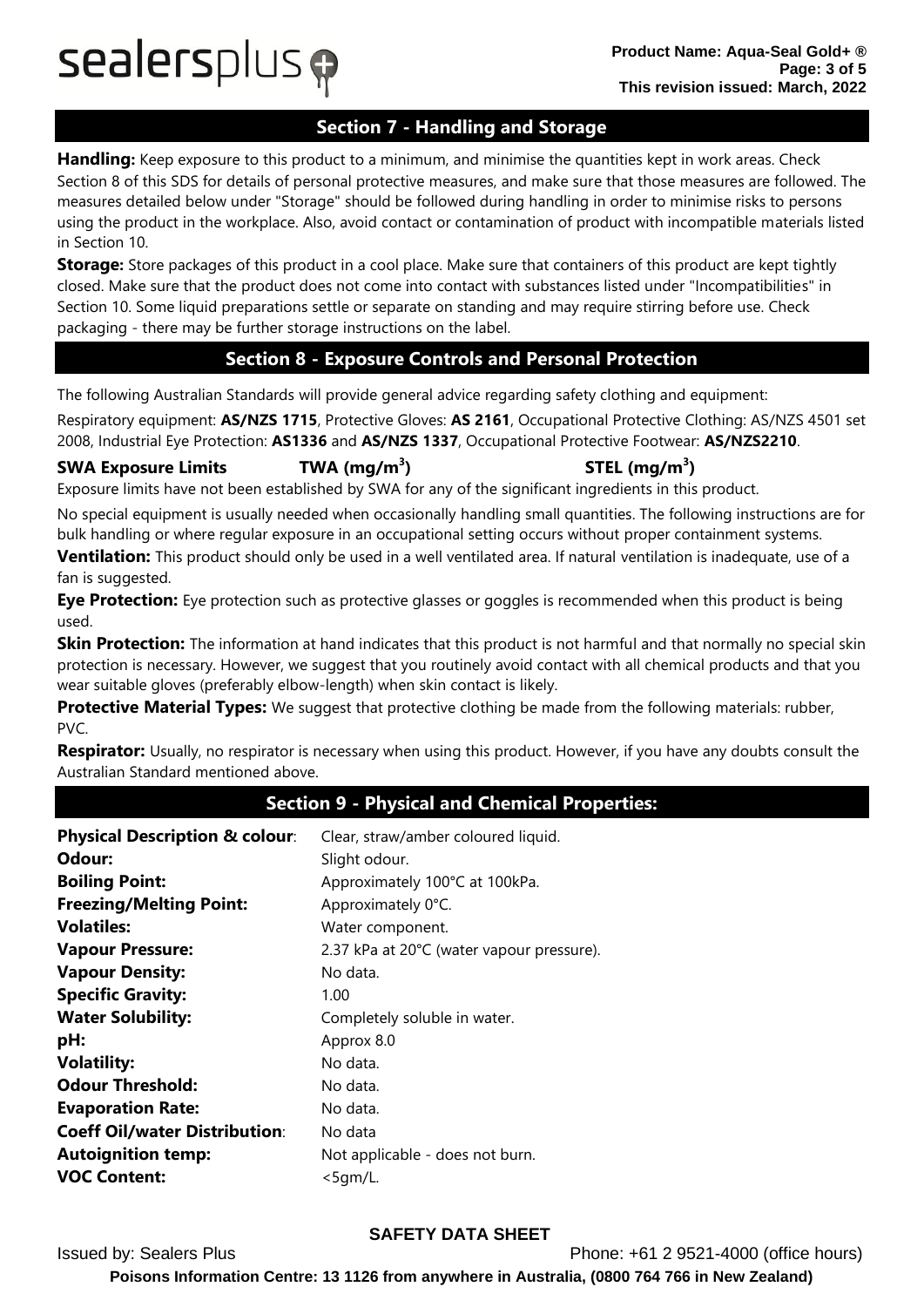## Section 7 - Handling and Storage

**Handling:** Keep exposure to this product to a minimum, and minimise the quantities kept in work areas. Check Section 8 of this SDS for details of personal protective measures, and make sure that those measures are followed. The measures detailed below under "Storage" should be followed during handling in order to minimise risks to persons using the product in the workplace. Also, avoid contact or contamination of product with incompatible materials listed in Section 10.

**Storage:** Store packages of this product in a cool place. Make sure that containers of this product are kept tightly closed. Make sure that the product does not come into contact with substances listed under "Incompatibilities" in Section 10. Some liquid preparations settle or separate on standing and may require stirring before use. Check packaging - there may be further storage instructions on the label.

## Section 8 - Exposure Controls and Personal Protection

The following Australian Standards will provide general advice regarding safety clothing and equipment:

Respiratory equipment: **AS/NZS 1715**, Protective Gloves: **AS 2161**, Occupational Protective Clothing: AS/NZS 4501 set 2008, Industrial Eye Protection: **AS1336** and **AS/NZS 1337**, Occupational Protective Footwear: **AS/NZS2210**.

| SWA Exposure Limits | TWA ($mg/m^3$) | STEL ($mg/m^3$) |
| --- | --- | --- |

Exposure limits have not been established by SWA for any of the significant ingredients in this product.

No special equipment is usually needed when occasionally handling small quantities. The following instructions are for bulk handling or where regular exposure in an occupational setting occurs without proper containment systems.

**Ventilation:** This product should only be used in a well ventilated area. If natural ventilation is inadequate, use of a fan is suggested.

**Eye Protection:** Eye protection such as protective glasses or goggles is recommended when this product is being used.

**Skin Protection:** The information at hand indicates that this product is not harmful and that normally no special skin protection is necessary. However, we suggest that you routinely avoid contact with all chemical products and that you wear suitable gloves (preferably elbow-length) when skin contact is likely.

**Protective Material Types:** We suggest that protective clothing be made from the following materials: rubber, PVC.

**Respirator:** Usually, no respirator is necessary when using this product. However, if you have any doubts consult the Australian Standard mentioned above.

## Section 9 - Physical and Chemical Properties:

| | |
| --- | --- |
| **Physical Description & colour**: | Clear, straw/amber coloured liquid. |
| **Odour:** | Slight odour. |
| **Boiling Point:** | Approximately 100°C at 100kPa. |
| **Freezing/Melting Point:** | Approximately 0°C. |
| **Volatiles:** | Water component. |
| **Vapour Pressure:** | 2.37 kPa at 20°C (water vapour pressure). |
| **Vapour Density:** | No data. |
| **Specific Gravity:** | 1.00 |
| **Water Solubility:** | Completely soluble in water. |
| **pH:** | Approx 8.0 |
| **Volatility:** | No data. |
| **Odour Threshold:** | No data. |
| **Evaporation Rate:** | No data. |
| **Coeff Oil/water Distribution**: | No data |
| **Autoignition temp:** | Not applicable - does not burn. |
| **VOC Content:** | <5gm/L. |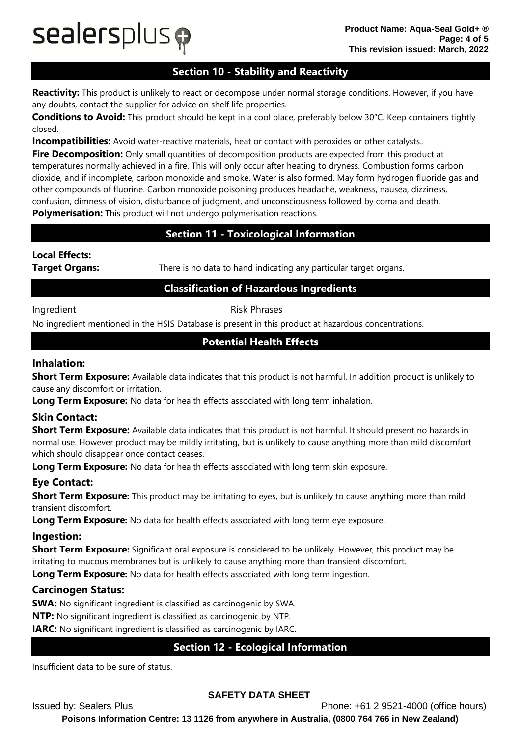## Section 10 - Stability and Reactivity

**Reactivity:** This product is unlikely to react or decompose under normal storage conditions. However, if you have any doubts, contact the supplier for advice on shelf life properties.

**Conditions to Avoid:** This product should be kept in a cool place, preferably below 30°C. Keep containers tightly closed.

**Incompatibilities:** Avoid water-reactive materials, heat or contact with peroxides or other catalysts..

**Fire Decomposition:** Only small quantities of decomposition products are expected from this product at temperatures normally achieved in a fire. This will only occur after heating to dryness. Combustion forms carbon dioxide, and if incomplete, carbon monoxide and smoke. Water is also formed. May form hydrogen fluoride gas and other compounds of fluorine. Carbon monoxide poisoning produces headache, weakness, nausea, dizziness, confusion, dimness of vision, disturbance of judgment, and unconsciousness followed by coma and death.

**Polymerisation:** This product will not undergo polymerisation reactions.

## Section 11 - Toxicological Information

**Local Effects:**

**Target Organs:** There is no data to hand indicating any particular target organs.

## Classification of Hazardous Ingredients

| Ingredient | Risk Phrases |
|---|---|

No ingredient mentioned in the HSIS Database is present in this product at hazardous concentrations.

## Potential Health Effects

### Inhalation:

**Short Term Exposure:** Available data indicates that this product is not harmful. In addition product is unlikely to cause any discomfort or irritation.

**Long Term Exposure:** No data for health effects associated with long term inhalation.

### Skin Contact:

**Short Term Exposure:** Available data indicates that this product is not harmful. It should present no hazards in normal use. However product may be mildly irritating, but is unlikely to cause anything more than mild discomfort which should disappear once contact ceases.

**Long Term Exposure:** No data for health effects associated with long term skin exposure.

### Eye Contact:

**Short Term Exposure:** This product may be irritating to eyes, but is unlikely to cause anything more than mild transient discomfort.

**Long Term Exposure:** No data for health effects associated with long term eye exposure.

### Ingestion:

**Short Term Exposure:** Significant oral exposure is considered to be unlikely. However, this product may be irritating to mucous membranes but is unlikely to cause anything more than transient discomfort.

**Long Term Exposure:** No data for health effects associated with long term ingestion.

### Carcinogen Status:

**SWA:** No significant ingredient is classified as carcinogenic by SWA.

**NTP:** No significant ingredient is classified as carcinogenic by NTP.

**IARC:** No significant ingredient is classified as carcinogenic by IARC.

## Section 12 - Ecological Information

Insufficient data to be sure of status.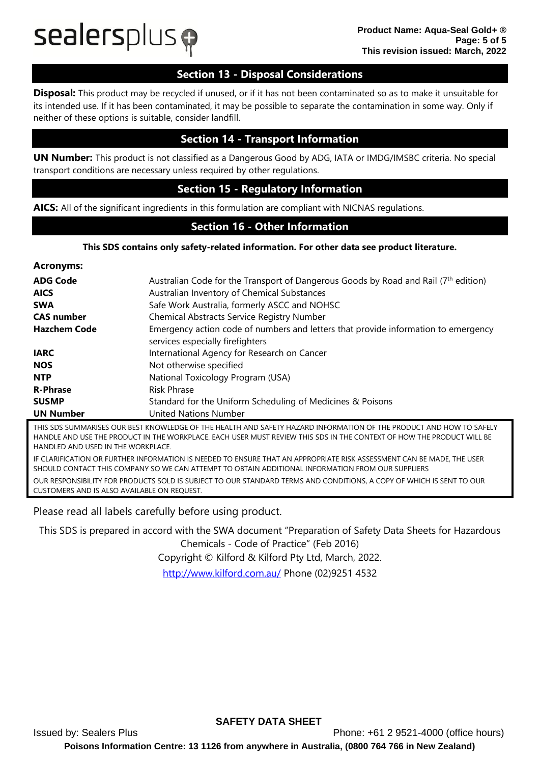## Section 13 - Disposal Considerations

**Disposal:** This product may be recycled if unused, or if it has not been contaminated so as to make it unsuitable for its intended use. If it has been contaminated, it may be possible to separate the contamination in some way. Only if neither of these options is suitable, consider landfill.

## Section 14 - Transport Information

**UN Number:** This product is not classified as a Dangerous Good by ADG, IATA or IMDG/IMSBC criteria. No special transport conditions are necessary unless required by other regulations.

## Section 15 - Regulatory Information

**AICS:** All of the significant ingredients in this formulation are compliant with NICNAS regulations.

## Section 16 - Other Information

**This SDS contains only safety-related information. For other data see product literature.**

**Acronyms:**

| | |
|---|---|
| **ADG Code** | Australian Code for the Transport of Dangerous Goods by Road and Rail (7th edition) |
| **AICS** | Australian Inventory of Chemical Substances |
| **SWA** | Safe Work Australia, formerly ASCC and NOHSC |
| **CAS number** | Chemical Abstracts Service Registry Number |
| **Hazchem Code** | Emergency action code of numbers and letters that provide information to emergency services especially firefighters |
| **IARC** | International Agency for Research on Cancer |
| **NOS** | Not otherwise specified |
| **NTP** | National Toxicology Program (USA) |
| **R-Phrase** | Risk Phrase |
| **SUSMP** | Standard for the Uniform Scheduling of Medicines & Poisons |
| **UN Number** | United Nations Number |

THIS SDS SUMMARISES OUR BEST KNOWLEDGE OF THE HEALTH AND SAFETY HAZARD INFORMATION OF THE PRODUCT AND HOW TO SAFELY HANDLE AND USE THE PRODUCT IN THE WORKPLACE. EACH USER MUST REVIEW THIS SDS IN THE CONTEXT OF HOW THE PRODUCT WILL BE HANDLED AND USED IN THE WORKPLACE.

IF CLARIFICATION OR FURTHER INFORMATION IS NEEDED TO ENSURE THAT AN APPROPRIATE RISK ASSESSMENT CAN BE MADE, THE USER SHOULD CONTACT THIS COMPANY SO WE CAN ATTEMPT TO OBTAIN ADDITIONAL INFORMATION FROM OUR SUPPLIERS

OUR RESPONSIBILITY FOR PRODUCTS SOLD IS SUBJECT TO OUR STANDARD TERMS AND CONDITIONS, A COPY OF WHICH IS SENT TO OUR CUSTOMERS AND IS ALSO AVAILABLE ON REQUEST.

Please read all labels carefully before using product.

This SDS is prepared in accord with the SWA document "Preparation of Safety Data Sheets for Hazardous Chemicals - Code of Practice" (Feb 2016)

Copyright © Kilford & Kilford Pty Ltd, March, 2022.

http://www.kilford.com.au/ Phone (02)9251 4532